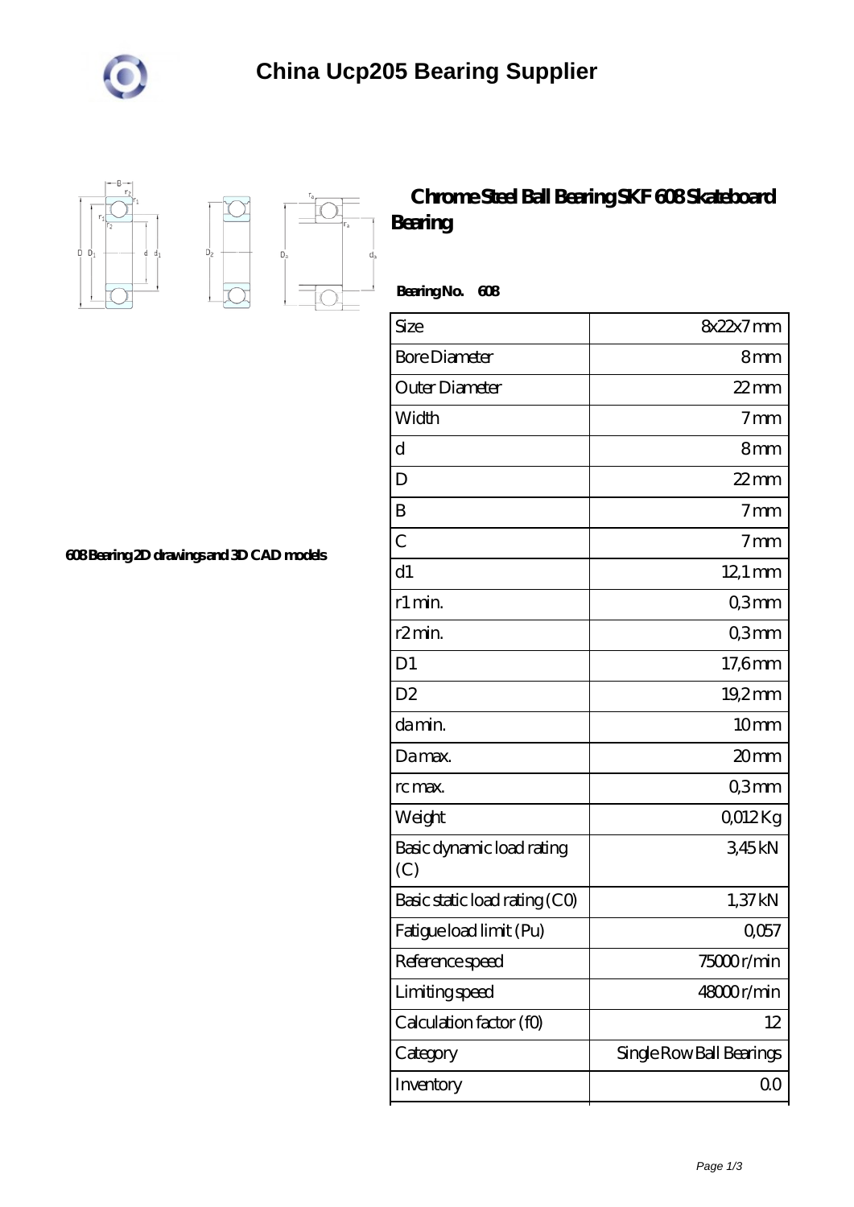# China Ucp205 Bearing Supplier

## Chrome Steel Ball Bearing SKF 608 Skateboard Bearing

**Bearing No. 608**

| | |
|---|---|
| Size | 8x22x7 mm |
| Bore Diameter | 8 mm |
| Outer Diameter | 22 mm |
| Width | 7 mm |
| d | 8 mm |
| D | 22 mm |
| B | 7 mm |
| C | 7 mm |
| d1 | 12,1 mm |
| r1 min. | 0,3 mm |
| r2 min. | 0,3 mm |
| D1 | 17,6 mm |
| D2 | 19,2 mm |
| da min. | 10 mm |
| Da max. | 20 mm |
| rc max. | 0,3 mm |
| Weight | 0,012 Kg |
| Basic dynamic load rating (C) | 3,45 kN |
| Basic static load rating (C0) | 1,37 kN |
| Fatigue load limit (Pu) | 0,057 |
| Reference speed | 75000 r/min |
| Limiting speed | 48000 r/min |
| Calculation factor (f0) | 12 |
| Category | Single Row Ball Bearings |
| Inventory | 0.0 |

**608 Bearing 2D drawings and 3D CAD models**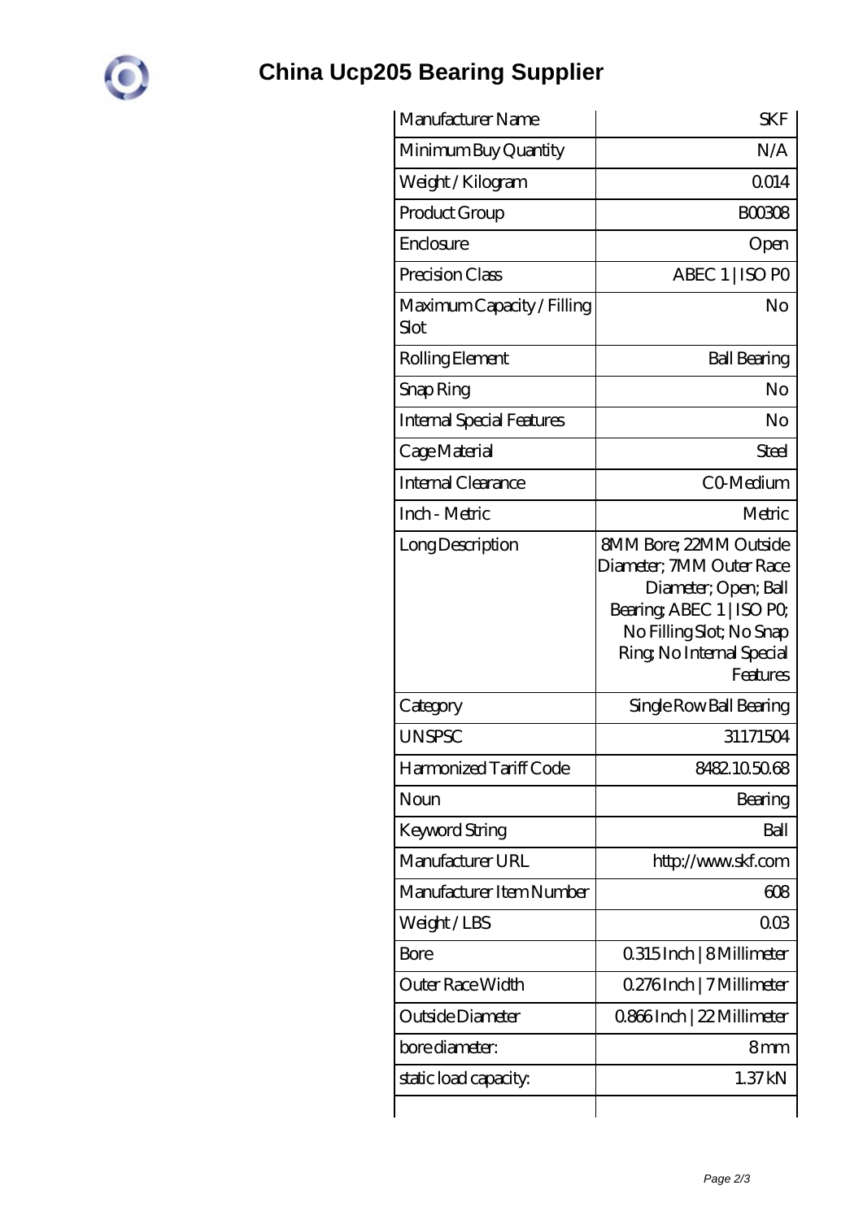# China Ucp205 Bearing Supplier

| Manufacturer Name | SKF |
|---|---|
| Minimum Buy Quantity | N/A |
| Weight / Kilogram | 0.014 |
| Product Group | B00308 |
| Enclosure | Open |
| Precision Class | ABEC 1 \| ISO P0 |
| Maximum Capacity / Filling Slot | No |
| Rolling Element | Ball Bearing |
| Snap Ring | No |
| Internal Special Features | No |
| Cage Material | Steel |
| Internal Clearance | C0-Medium |
| Inch - Metric | Metric |
| Long Description | 8MM Bore; 22MM Outside Diameter; 7MM Outer Race Diameter; Open; Ball Bearing; ABEC 1 \| ISO P0; No Filling Slot; No Snap Ring; No Internal Special Features |
| Category | Single Row Ball Bearing |
| UNSPSC | 31171504 |
| Harmonized Tariff Code | 8482.10.50.68 |
| Noun | Bearing |
| Keyword String | Ball |
| Manufacturer URL | http://www.skf.com |
| Manufacturer Item Number | 608 |
| Weight / LBS | 0.03 |
| Bore | 0.315 Inch \| 8 Millimeter |
| Outer Race Width | 0.276 Inch \| 7 Millimeter |
| Outside Diameter | 0.866 Inch \| 22 Millimeter |
| bore diameter: | 8 mm |
| static load capacity: | 1.37 kN |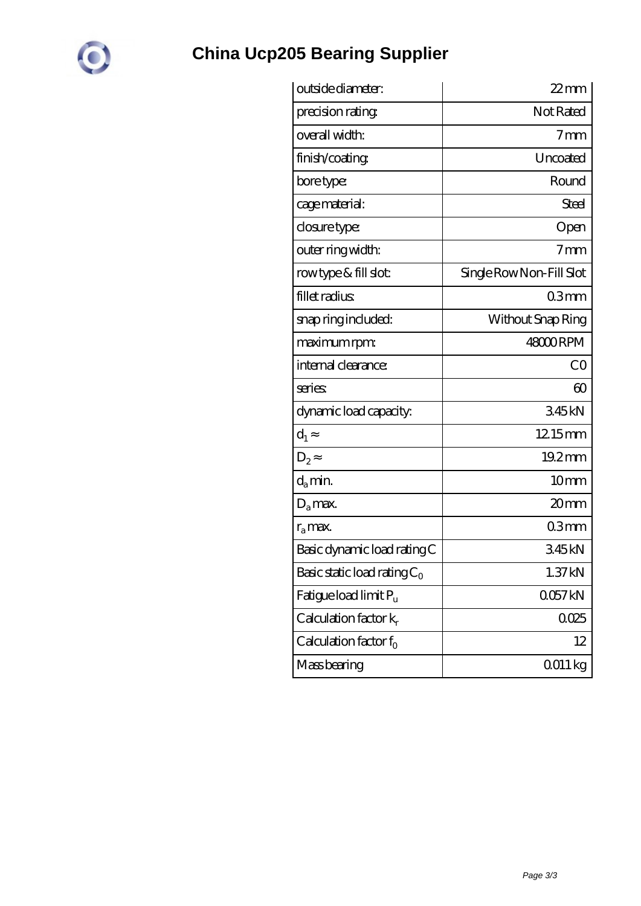# China Ucp205 Bearing Supplier

| | |
|---|---|
| outside diameter: | 22 mm |
| precision rating: | Not Rated |
| overall width: | 7 mm |
| finish/coating: | Uncoated |
| bore type: | Round |
| cage material: | Steel |
| closure type: | Open |
| outer ring width: | 7 mm |
| row type & fill slot: | Single Row Non-Fill Slot |
| fillet radius: | 0.3 mm |
| snap ring included: | Without Snap Ring |
| maximum rpm: | 48000 RPM |
| internal clearance: | C0 |
| series: | 60 |
| dynamic load capacity: | 3.45 kN |
| $d_1$ ≈ | 12.15 mm |
| $D_2$ ≈ | 19.2 mm |
| $d_a$ min. | 10 mm |
| $D_a$ max. | 20 mm |
| $r_a$ max. | 0.3 mm |
| Basic dynamic load rating C | 3.45 kN |
| Basic static load rating $C_0$ | 1.37 kN |
| Fatigue load limit $P_u$ | 0.057 kN |
| Calculation factor $k_r$ | 0.025 |
| Calculation factor $f_0$ | 12 |
| Mass bearing | 0.011 kg |